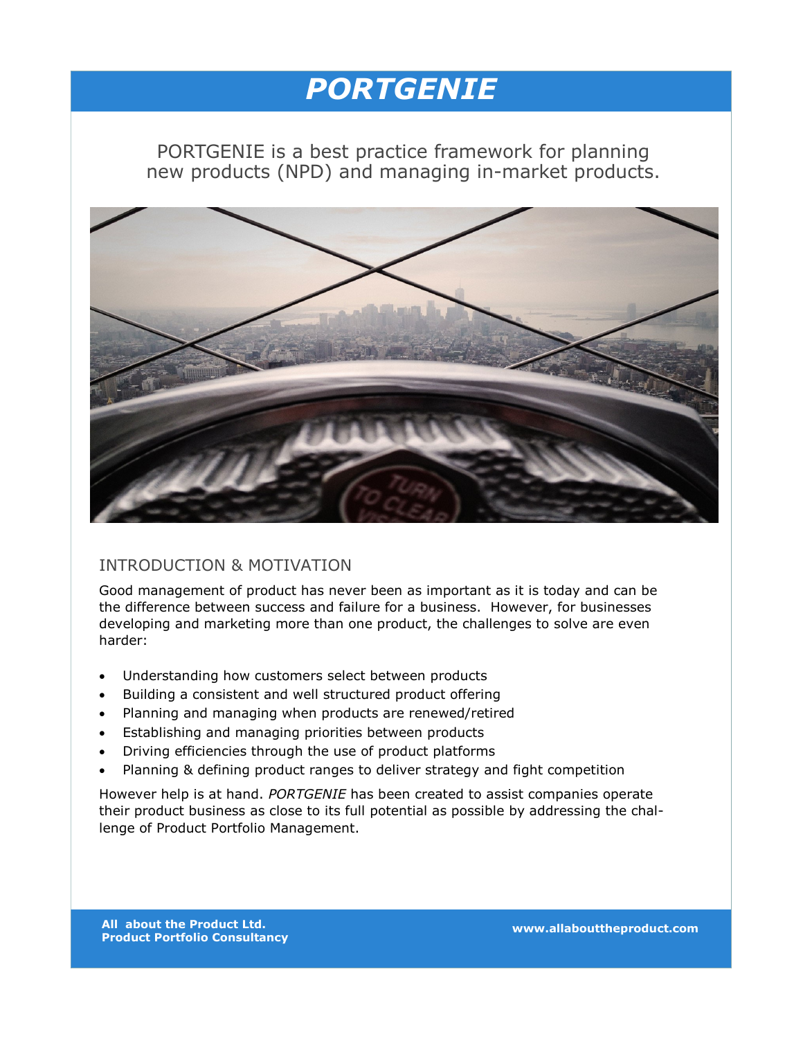# *PORTGENIE*

PORTGENIE is a best practice framework for planning new products (NPD) and managing in-market products.

## INTRODUCTION & MOTIVATION

Good management of product has never been as important as it is today and can be the difference between success and failure for a business. However, for businesses developing and marketing more than one product, the challenges to solve are even harder:

- Understanding how customers select between products
- Building a consistent and well structured product offering
- Planning and managing when products are renewed/retired
- Establishing and managing priorities between products
- Driving efficiencies through the use of product platforms
- Planning & defining product ranges to deliver strategy and fight competition

However help is at hand. *PORTGENIE* has been created to assist companies operate their product business as close to its full potential as possible by addressing the challenge of Product Portfolio Management.

**All about the Product Ltd.**
**Product Portfolio Consultancy**

**www.allabouttheproduct.com**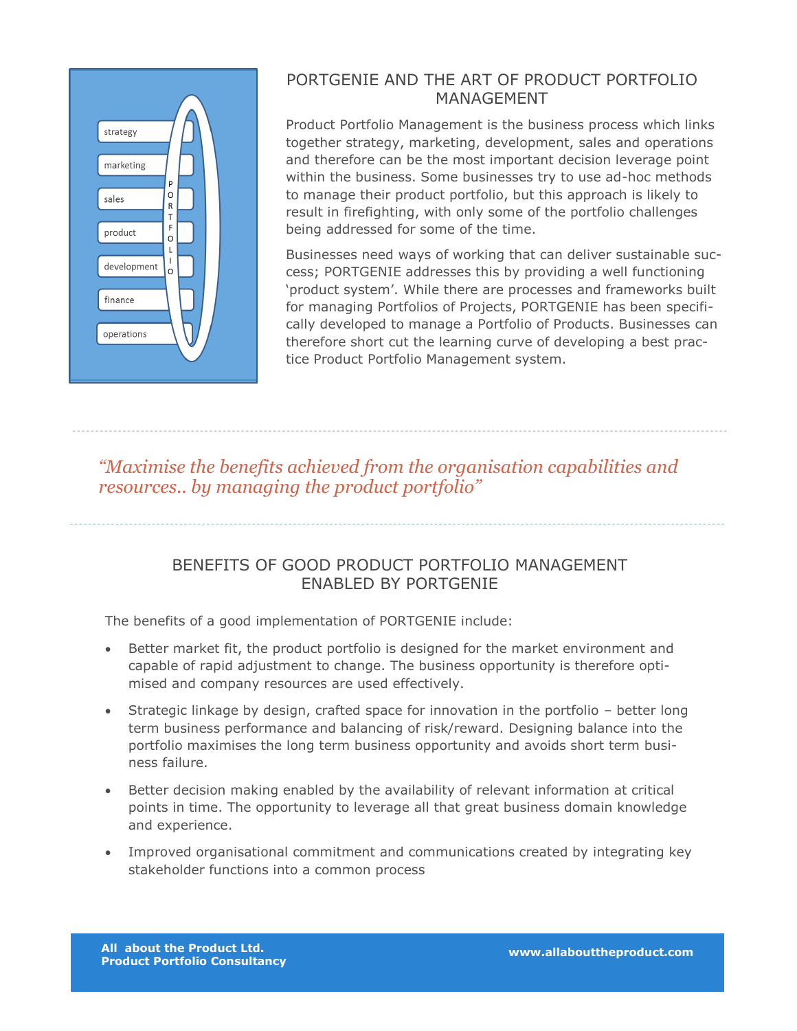## PORTGENIE AND THE ART OF PRODUCT PORTFOLIO MANAGEMENT

Product Portfolio Management is the business process which links together strategy, marketing, development, sales and operations and therefore can be the most important decision leverage point within the business. Some businesses try to use ad-hoc methods to manage their product portfolio, but this approach is likely to result in firefighting, with only some of the portfolio challenges being addressed for some of the time.

Businesses need ways of working that can deliver sustainable success; PORTGENIE addresses this by providing a well functioning 'product system'. While there are processes and frameworks built for managing Portfolios of Projects, PORTGENIE has been specifically developed to manage a Portfolio of Products. Businesses can therefore short cut the learning curve of developing a best practice Product Portfolio Management system.

---

*"Maximise the benefits achieved from the organisation capabilities and resources.. by managing the product portfolio"*

---

## BENEFITS OF GOOD PRODUCT PORTFOLIO MANAGEMENT ENABLED BY PORTGENIE

The benefits of a good implementation of PORTGENIE include:

- Better market fit, the product portfolio is designed for the market environment and capable of rapid adjustment to change. The business opportunity is therefore optimised and company resources are used effectively.
- Strategic linkage by design, crafted space for innovation in the portfolio – better long term business performance and balancing of risk/reward. Designing balance into the portfolio maximises the long term business opportunity and avoids short term business failure.
- Better decision making enabled by the availability of relevant information at critical points in time. The opportunity to leverage all that great business domain knowledge and experience.
- Improved organisational commitment and communications created by integrating key stakeholder functions into a common process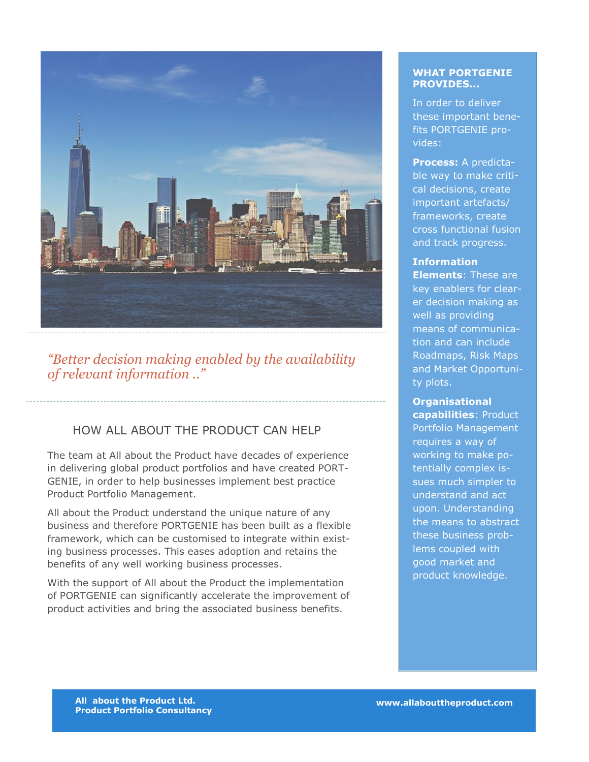*“Better decision making enabled by the availability of relevant information ..”*

## HOW ALL ABOUT THE PRODUCT CAN HELP

The team at All about the Product have decades of experience in delivering global product portfolios and have created PORTGENIE, in order to help businesses implement best practice Product Portfolio Management.

All about the Product understand the unique nature of any business and therefore PORTGENIE has been built as a flexible framework, which can be customised to integrate within existing business processes. This eases adoption and retains the benefits of any well working business processes.

With the support of All about the Product the implementation of PORTGENIE can significantly accelerate the improvement of product activities and bring the associated business benefits.

### WHAT PORTGENIE PROVIDES…

In order to deliver these important benefits PORTGENIE provides:

**Process:** A predictable way to make critical decisions, create important artefacts/ frameworks, create cross functional fusion and track progress.

**Information Elements**: These are key enablers for clearer decision making as well as providing means of communication and can include Roadmaps, Risk Maps and Market Opportunity plots.

**Organisational capabilities**: Product Portfolio Management requires a way of working to make potentially complex issues much simpler to understand and act upon. Understanding the means to abstract these business problems coupled with good market and product knowledge.

**All about the Product Ltd.**
**Product Portfolio Consultancy**

**www.allabouttheproduct.com**